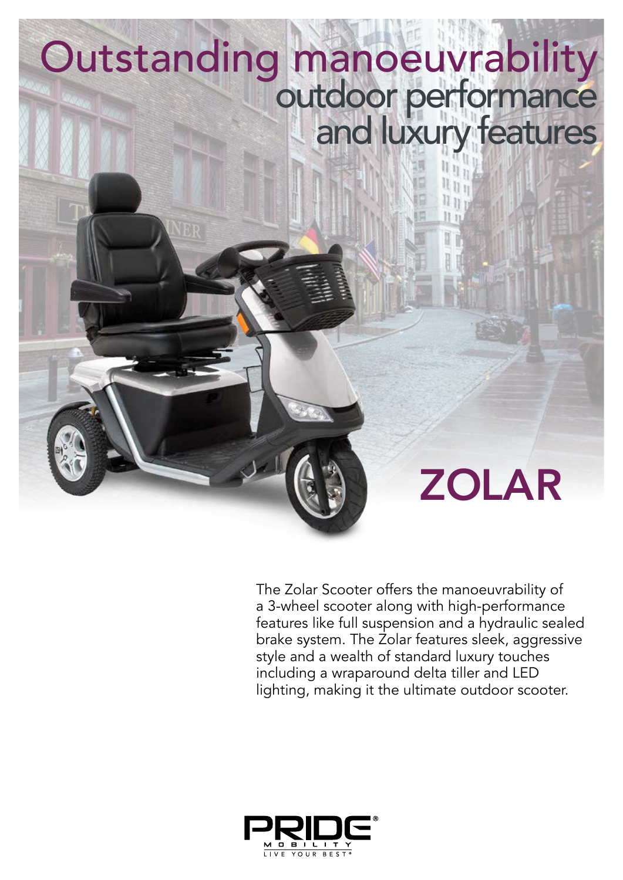# Outstanding manoeuvrability

## outdoor performance and luxury features

# ZOLAR

The Zolar Scooter offers the manoeuvrability of a 3-wheel scooter along with high-performance features like full suspension and a hydraulic sealed brake system. The Zolar features sleek, aggressive style and a wealth of standard luxury touches including a wraparound delta tiller and LED lighting, making it the ultimate outdoor scooter.

PRIDE® MOBILITY
LIVE YOUR BEST®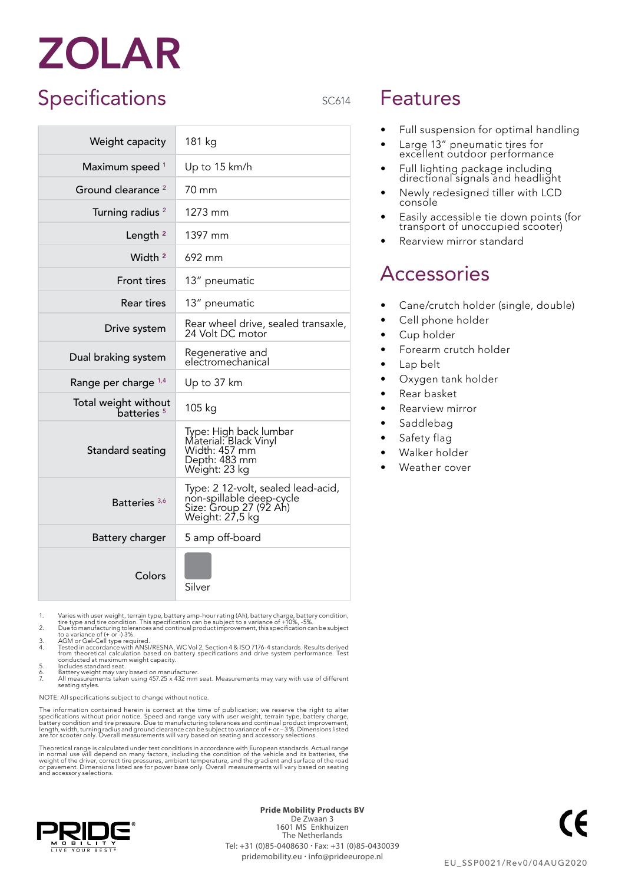# ZOLAR

## Specifications

SC614

| | |
|---|---|
| Weight capacity | 181 kg |
| Maximum speed [1] | Up to 15 km/h |
| Ground clearance [2] | 70 mm |
| Turning radius [2] | 1273 mm |
| Length [2] | 1397 mm |
| Width [2] | 692 mm |
| Front tires | 13" pneumatic |
| Rear tires | 13" pneumatic |
| Drive system | Rear wheel drive, sealed transaxle, 24 Volt DC motor |
| Dual braking system | Regenerative and electromechanical |
| Range per charge [1,4] | Up to 37 km |
| Total weight without batteries [5] | 105 kg |
| Standard seating | Type: High back lumbar<br>Material: Black Vinyl<br>Width: 457 mm<br>Depth: 483 mm<br>Weight: 23 kg |
| Batteries [3,6] | Type: 2 12-volt, sealed lead-acid, non-spillable deep-cycle<br>Size: Group 27 (92 Ah)<br>Weight: 27,5 kg |
| Battery charger | 5 amp off-board |
| Colors | Silver |

1. Varies with user weight, terrain type, battery amp-hour rating (Ah), battery charge, battery condition, tire type and tire condition. This specification can be subject to a variance of +10%, -5%.
2. Due to manufacturing tolerances and continual product improvement, this specification can be subject to a variance of (+ or -) 3%.
3. AGM or Gel-Cell type required.
4. Tested in accordance with ANSI/RESNA, WC Vol 2, Section 4 & ISO 7176-4 standards. Results derived from theoretical calculation based on battery specifications and drive system performance. Test conducted at maximum weight capacity.
5. Includes standard seat.
6. Battery weight may vary based on manufacturer.
7. All measurements taken using 457.25 x 432 mm seat. Measurements may vary with use of different seating styles.

NOTE: All specifications subject to change without notice.

The information contained herein is correct at the time of publication; we reserve the right to alter specifications without prior notice. Speed and range vary with user weight, terrain type, battery charge, battery condition and tire pressure. Due to manufacturing tolerances and continual product improvement, length, width, turning radius and ground clearance can be subject to variance of + or – 3 %. Dimensions listed are for scooter only. Overall measurements will vary based on seating and accessory selections.

Theoretical range is calculated under test conditions in accordance with European standards. Actual range in normal use will depend on many factors, including the condition of the vehicle and its batteries, the weight of the driver, correct tire pressures, ambient temperature, and the gradient and surface of the road or pavement. Dimensions listed are for power base only. Overall measurements will vary based on seating and accessory selections.

## Features

- Full suspension for optimal handling
- Large 13" pneumatic tires for excellent outdoor performance
- Full lighting package including directional signals and headlight
- Newly redesigned tiller with LCD console
- Easily accessible tie down points (for transport of unoccupied scooter)
- Rearview mirror standard

## Accessories

- Cane/crutch holder (single, double)
- Cell phone holder
- Cup holder
- Forearm crutch holder
- Lap belt
- Oxygen tank holder
- Rear basket
- Rearview mirror
- Saddlebag
- Safety flag
- Walker holder
- Weather cover

**Pride Mobility Products BV**
De Zwaan 3
1601 MS Enkhuizen
The Netherlands
Tel: +31 (0)85-0408630 · Fax: +31 (0)85-0430039
pridemobility.eu · info@prideeurope.nl

EU_SSP0021/Rev0/04AUG2020